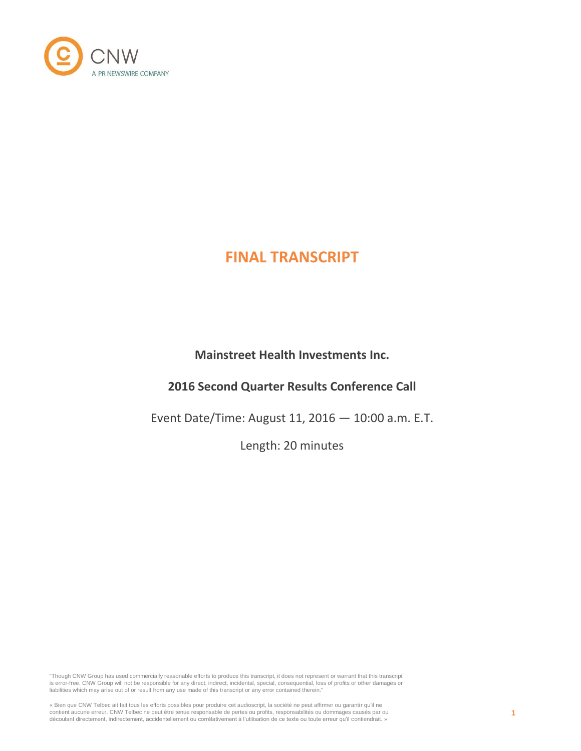CNW

A PR NEWSWIRE COMPANY

# FINAL TRANSCRIPT

**Mainstreet Health Investments Inc.**

**2016 Second Quarter Results Conference Call**

Event Date/Time: August 11, 2016 — 10:00 a.m. E.T.

Length: 20 minutes

"Though CNW Group has used commercially reasonable efforts to produce this transcript, it does not represent or warrant that this transcript is error-free. CNW Group will not be responsible for any direct, indirect, incidental, special, consequential, loss of profits or other damages or liabilities which may arise out of or result from any use made of this transcript or any error contained therein."

« Bien que CNW Telbec ait fait tous les efforts possibles pour produire cet audioscript, la société ne peut affirmer ou garantir qu'il ne contient aucune erreur. CNW Telbec ne peut être tenue responsable de pertes ou profits, responsabilités ou dommages causés par ou découlant directement, indirectement, accidentellement ou corrélativement à l'utilisation de ce texte ou toute erreur qu'il contiendrait. »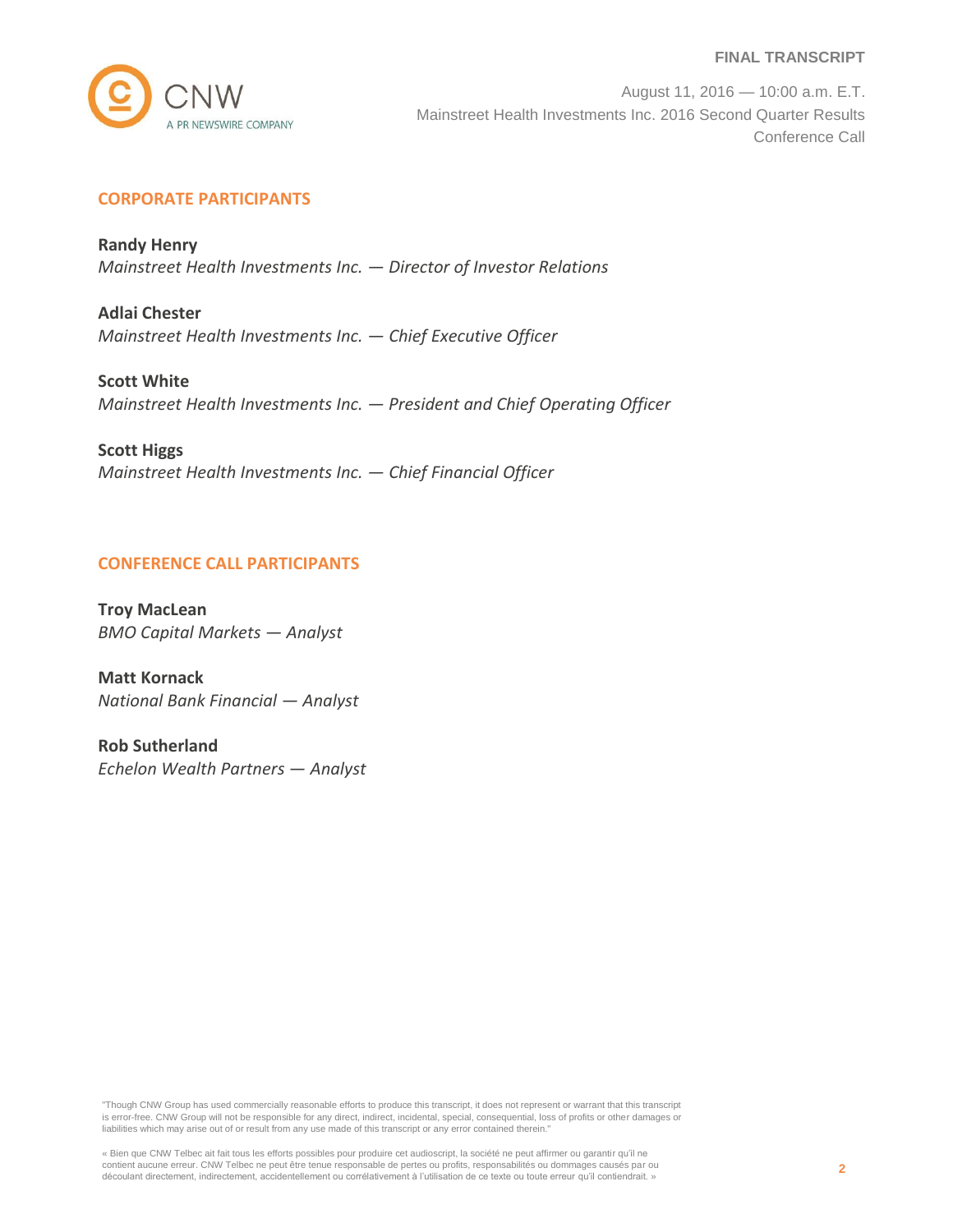## CORPORATE PARTICIPANTS

**Randy Henry**
*Mainstreet Health Investments Inc. — Director of Investor Relations*

**Adlai Chester**
*Mainstreet Health Investments Inc. — Chief Executive Officer*

**Scott White**
*Mainstreet Health Investments Inc. — President and Chief Operating Officer*

**Scott Higgs**
*Mainstreet Health Investments Inc. — Chief Financial Officer*

## CONFERENCE CALL PARTICIPANTS

**Troy MacLean**
*BMO Capital Markets — Analyst*

**Matt Kornack**
*National Bank Financial — Analyst*

**Rob Sutherland**
*Echelon Wealth Partners — Analyst*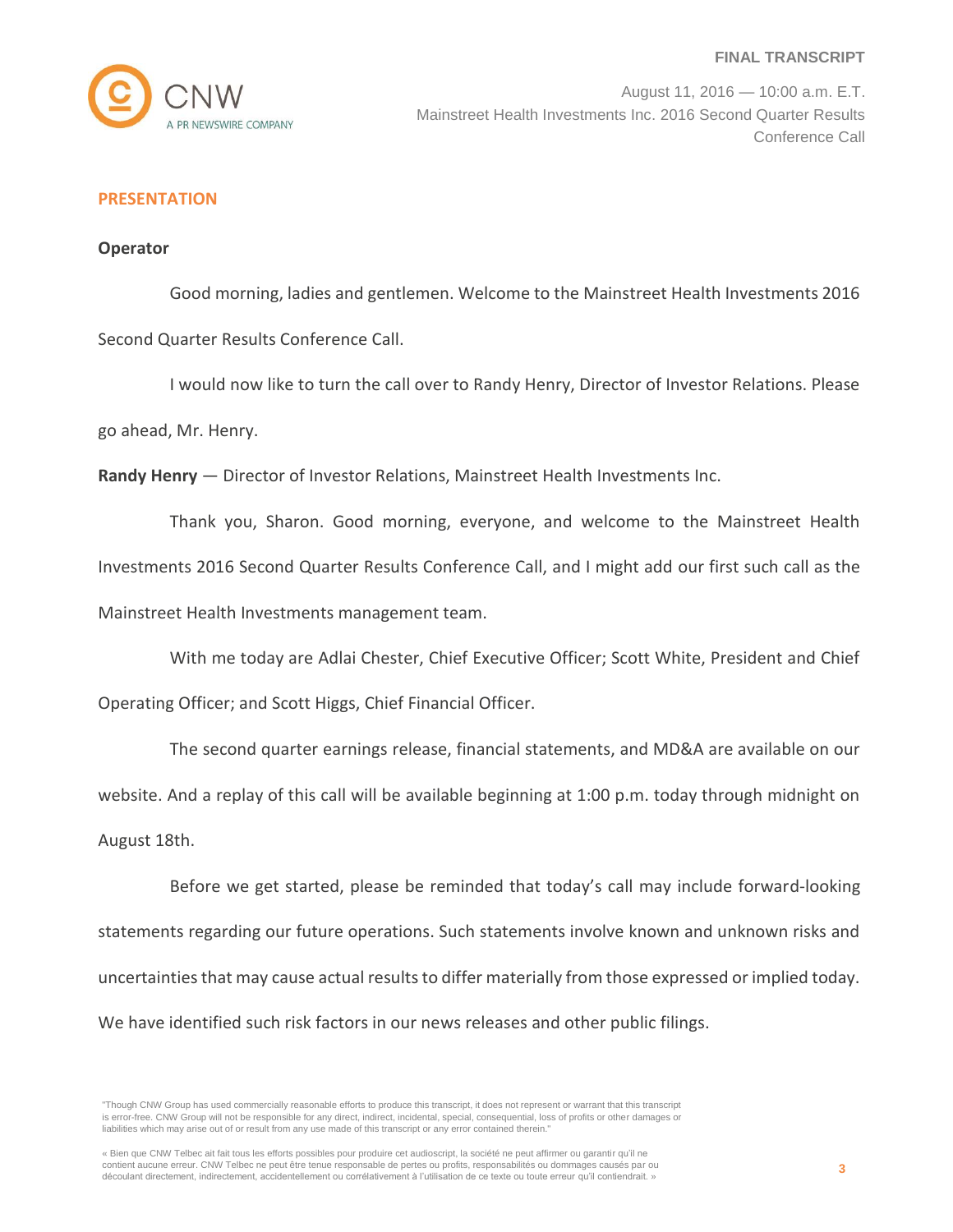## PRESENTATION

**Operator**

Good morning, ladies and gentlemen. Welcome to the Mainstreet Health Investments 2016 Second Quarter Results Conference Call.

I would now like to turn the call over to Randy Henry, Director of Investor Relations. Please go ahead, Mr. Henry.

**Randy Henry** — Director of Investor Relations, Mainstreet Health Investments Inc.

Thank you, Sharon. Good morning, everyone, and welcome to the Mainstreet Health Investments 2016 Second Quarter Results Conference Call, and I might add our first such call as the Mainstreet Health Investments management team.

With me today are Adlai Chester, Chief Executive Officer; Scott White, President and Chief Operating Officer; and Scott Higgs, Chief Financial Officer.

The second quarter earnings release, financial statements, and MD&A are available on our website. And a replay of this call will be available beginning at 1:00 p.m. today through midnight on August 18th.

Before we get started, please be reminded that today's call may include forward-looking statements regarding our future operations. Such statements involve known and unknown risks and uncertainties that may cause actual results to differ materially from those expressed or implied today. We have identified such risk factors in our news releases and other public filings.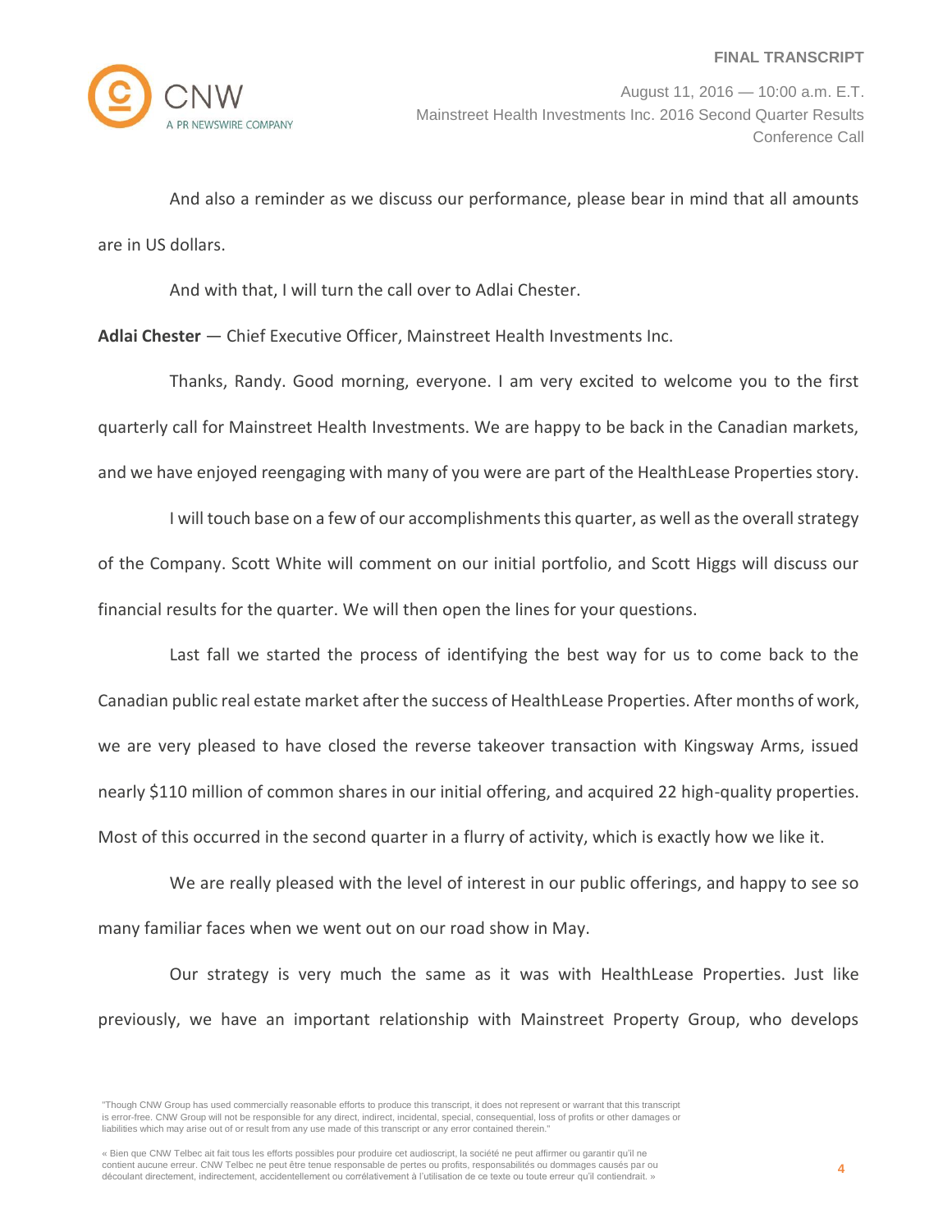And also a reminder as we discuss our performance, please bear in mind that all amounts are in US dollars.

And with that, I will turn the call over to Adlai Chester.

**Adlai Chester** — Chief Executive Officer, Mainstreet Health Investments Inc.

Thanks, Randy. Good morning, everyone. I am very excited to welcome you to the first quarterly call for Mainstreet Health Investments. We are happy to be back in the Canadian markets, and we have enjoyed reengaging with many of you were are part of the HealthLease Properties story.

I will touch base on a few of our accomplishments this quarter, as well as the overall strategy of the Company. Scott White will comment on our initial portfolio, and Scott Higgs will discuss our financial results for the quarter. We will then open the lines for your questions.

Last fall we started the process of identifying the best way for us to come back to the Canadian public real estate market after the success of HealthLease Properties. After months of work, we are very pleased to have closed the reverse takeover transaction with Kingsway Arms, issued nearly $110 million of common shares in our initial offering, and acquired 22 high-quality properties. Most of this occurred in the second quarter in a flurry of activity, which is exactly how we like it.

We are really pleased with the level of interest in our public offerings, and happy to see so many familiar faces when we went out on our road show in May.

Our strategy is very much the same as it was with HealthLease Properties. Just like previously, we have an important relationship with Mainstreet Property Group, who develops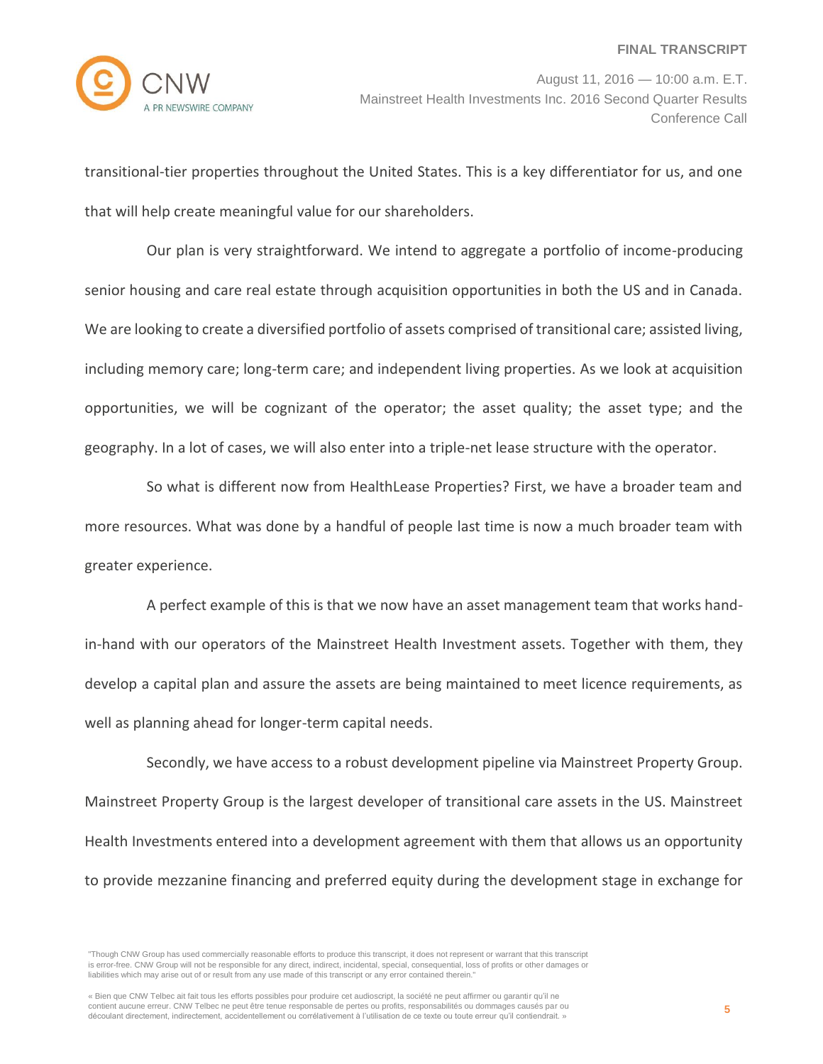transitional-tier properties throughout the United States. This is a key differentiator for us, and one that will help create meaningful value for our shareholders.

Our plan is very straightforward. We intend to aggregate a portfolio of income-producing senior housing and care real estate through acquisition opportunities in both the US and in Canada. We are looking to create a diversified portfolio of assets comprised of transitional care; assisted living, including memory care; long-term care; and independent living properties. As we look at acquisition opportunities, we will be cognizant of the operator; the asset quality; the asset type; and the geography. In a lot of cases, we will also enter into a triple-net lease structure with the operator.

So what is different now from HealthLease Properties? First, we have a broader team and more resources. What was done by a handful of people last time is now a much broader team with greater experience.

A perfect example of this is that we now have an asset management team that works hand-in-hand with our operators of the Mainstreet Health Investment assets. Together with them, they develop a capital plan and assure the assets are being maintained to meet licence requirements, as well as planning ahead for longer-term capital needs.

Secondly, we have access to a robust development pipeline via Mainstreet Property Group. Mainstreet Property Group is the largest developer of transitional care assets in the US. Mainstreet Health Investments entered into a development agreement with them that allows us an opportunity to provide mezzanine financing and preferred equity during the development stage in exchange for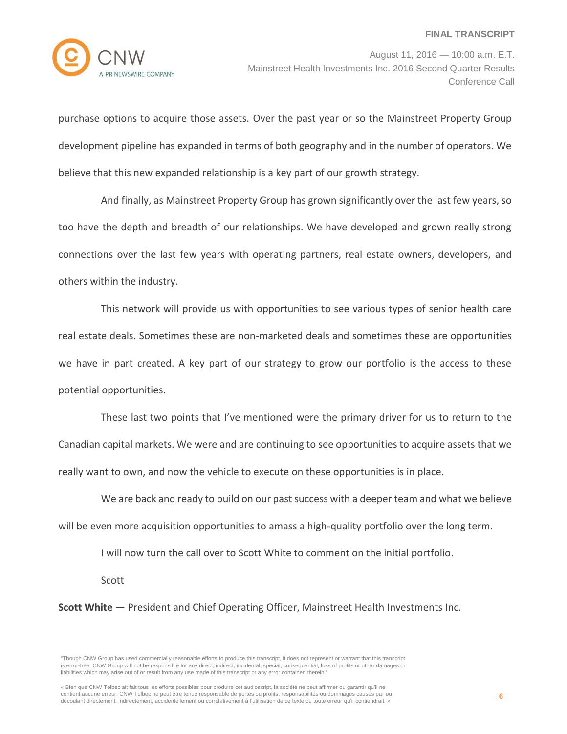purchase options to acquire those assets. Over the past year or so the Mainstreet Property Group development pipeline has expanded in terms of both geography and in the number of operators. We believe that this new expanded relationship is a key part of our growth strategy.

And finally, as Mainstreet Property Group has grown significantly over the last few years, so too have the depth and breadth of our relationships. We have developed and grown really strong connections over the last few years with operating partners, real estate owners, developers, and others within the industry.

This network will provide us with opportunities to see various types of senior health care real estate deals. Sometimes these are non-marketed deals and sometimes these are opportunities we have in part created. A key part of our strategy to grow our portfolio is the access to these potential opportunities.

These last two points that I've mentioned were the primary driver for us to return to the Canadian capital markets. We were and are continuing to see opportunities to acquire assets that we really want to own, and now the vehicle to execute on these opportunities is in place.

We are back and ready to build on our past success with a deeper team and what we believe will be even more acquisition opportunities to amass a high-quality portfolio over the long term.

I will now turn the call over to Scott White to comment on the initial portfolio.

Scott

**Scott White** — President and Chief Operating Officer, Mainstreet Health Investments Inc.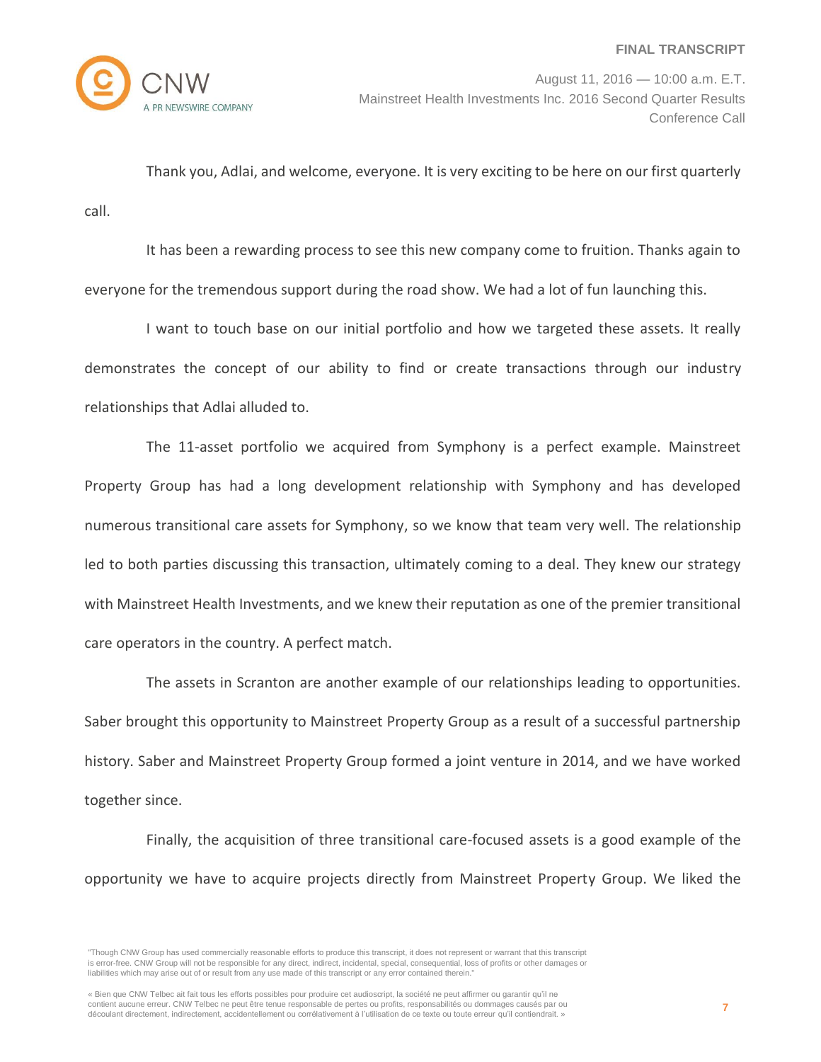Thank you, Adlai, and welcome, everyone. It is very exciting to be here on our first quarterly call.

It has been a rewarding process to see this new company come to fruition. Thanks again to everyone for the tremendous support during the road show. We had a lot of fun launching this.

I want to touch base on our initial portfolio and how we targeted these assets. It really demonstrates the concept of our ability to find or create transactions through our industry relationships that Adlai alluded to.

The 11-asset portfolio we acquired from Symphony is a perfect example. Mainstreet Property Group has had a long development relationship with Symphony and has developed numerous transitional care assets for Symphony, so we know that team very well. The relationship led to both parties discussing this transaction, ultimately coming to a deal. They knew our strategy with Mainstreet Health Investments, and we knew their reputation as one of the premier transitional care operators in the country. A perfect match.

The assets in Scranton are another example of our relationships leading to opportunities. Saber brought this opportunity to Mainstreet Property Group as a result of a successful partnership history. Saber and Mainstreet Property Group formed a joint venture in 2014, and we have worked together since.

Finally, the acquisition of three transitional care-focused assets is a good example of the opportunity we have to acquire projects directly from Mainstreet Property Group. We liked the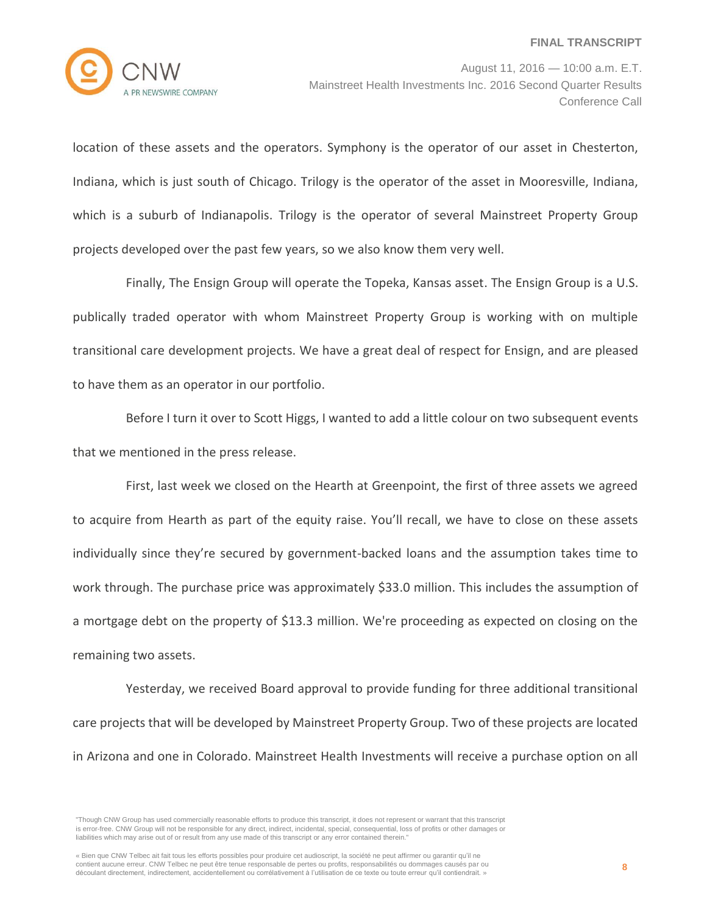location of these assets and the operators. Symphony is the operator of our asset in Chesterton, Indiana, which is just south of Chicago. Trilogy is the operator of the asset in Mooresville, Indiana, which is a suburb of Indianapolis. Trilogy is the operator of several Mainstreet Property Group projects developed over the past few years, so we also know them very well.

Finally, The Ensign Group will operate the Topeka, Kansas asset. The Ensign Group is a U.S. publically traded operator with whom Mainstreet Property Group is working with on multiple transitional care development projects. We have a great deal of respect for Ensign, and are pleased to have them as an operator in our portfolio.

Before I turn it over to Scott Higgs, I wanted to add a little colour on two subsequent events that we mentioned in the press release.

First, last week we closed on the Hearth at Greenpoint, the first of three assets we agreed to acquire from Hearth as part of the equity raise. You'll recall, we have to close on these assets individually since they're secured by government-backed loans and the assumption takes time to work through. The purchase price was approximately $33.0 million. This includes the assumption of a mortgage debt on the property of $13.3 million. We're proceeding as expected on closing on the remaining two assets.

Yesterday, we received Board approval to provide funding for three additional transitional care projects that will be developed by Mainstreet Property Group. Two of these projects are located in Arizona and one in Colorado. Mainstreet Health Investments will receive a purchase option on all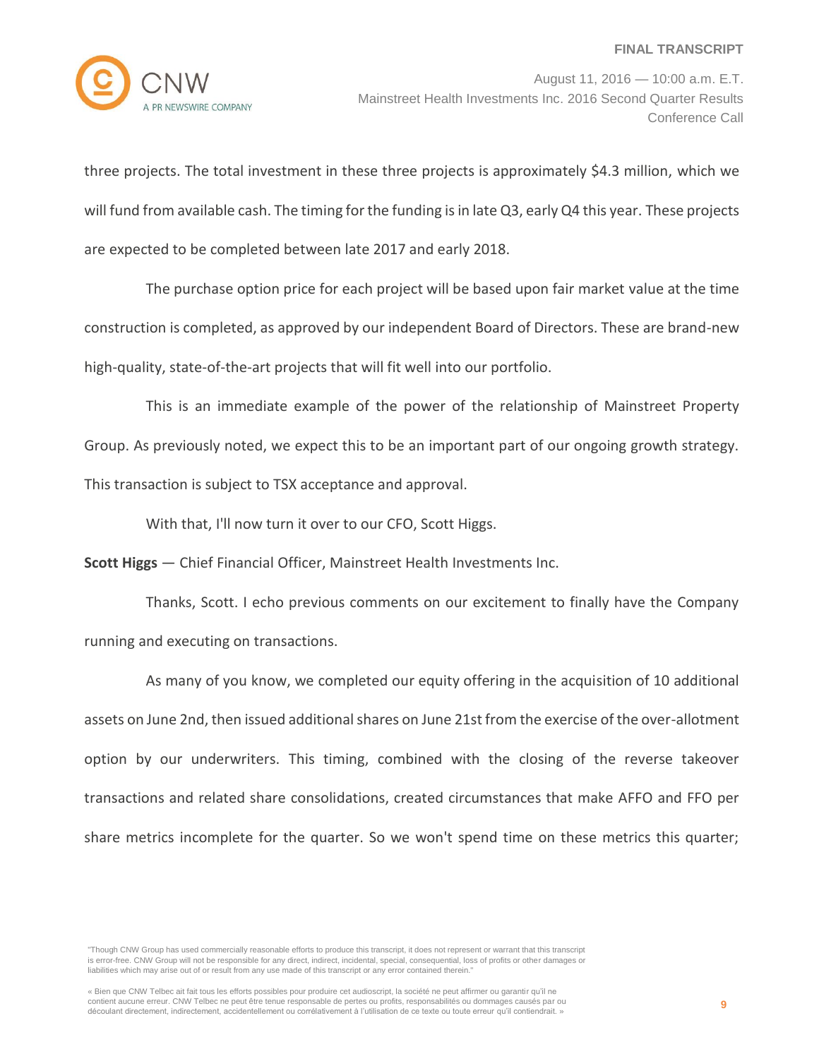three projects. The total investment in these three projects is approximately $4.3 million, which we will fund from available cash. The timing for the funding is in late Q3, early Q4 this year. These projects are expected to be completed between late 2017 and early 2018.

The purchase option price for each project will be based upon fair market value at the time construction is completed, as approved by our independent Board of Directors. These are brand-new high-quality, state-of-the-art projects that will fit well into our portfolio.

This is an immediate example of the power of the relationship of Mainstreet Property Group. As previously noted, we expect this to be an important part of our ongoing growth strategy. This transaction is subject to TSX acceptance and approval.

With that, I'll now turn it over to our CFO, Scott Higgs.

**Scott Higgs** — Chief Financial Officer, Mainstreet Health Investments Inc.

Thanks, Scott. I echo previous comments on our excitement to finally have the Company running and executing on transactions.

As many of you know, we completed our equity offering in the acquisition of 10 additional assets on June 2nd, then issued additional shares on June 21st from the exercise of the over-allotment option by our underwriters. This timing, combined with the closing of the reverse takeover transactions and related share consolidations, created circumstances that make AFFO and FFO per share metrics incomplete for the quarter. So we won't spend time on these metrics this quarter;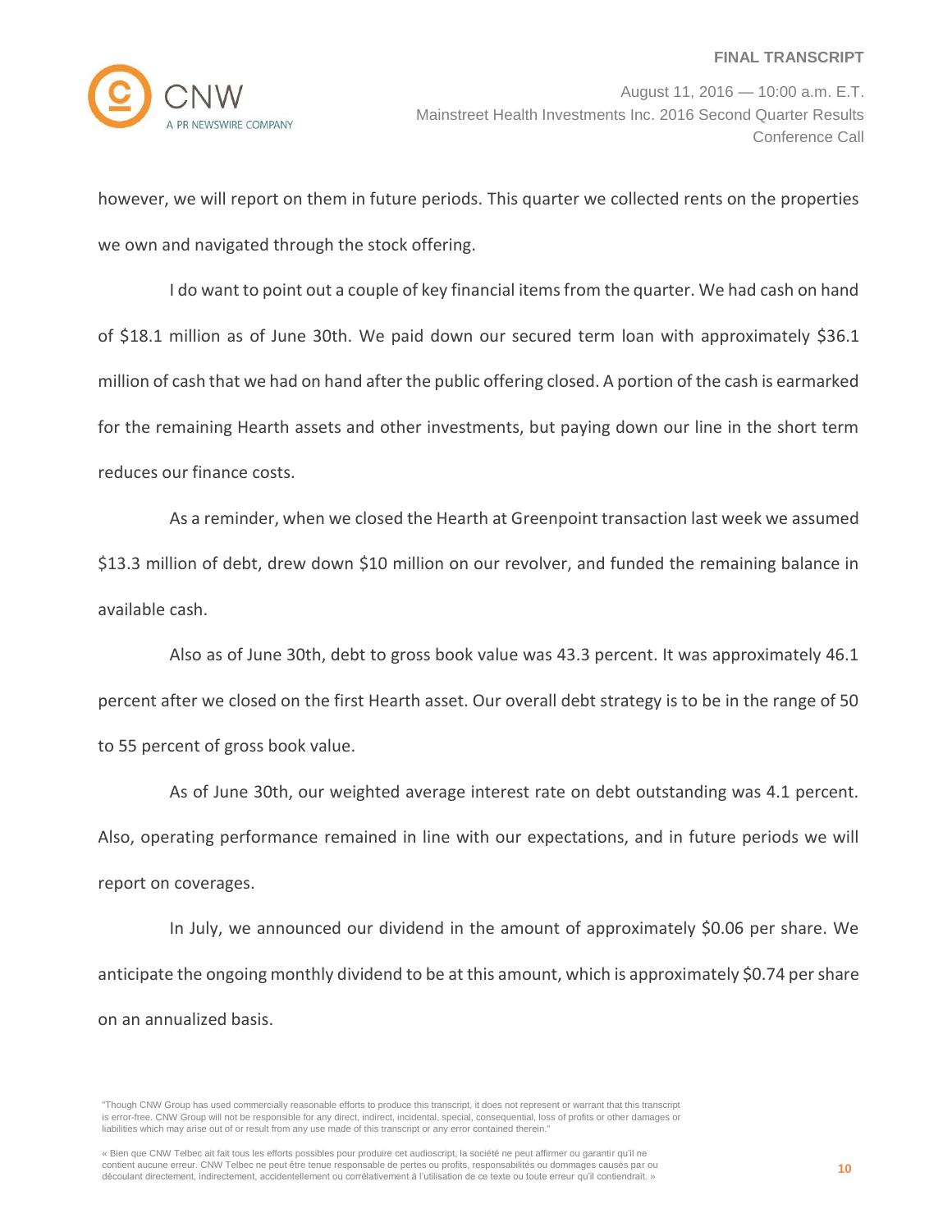however, we will report on them in future periods. This quarter we collected rents on the properties we own and navigated through the stock offering.

I do want to point out a couple of key financial items from the quarter. We had cash on hand of $18.1 million as of June 30th. We paid down our secured term loan with approximately $36.1 million of cash that we had on hand after the public offering closed. A portion of the cash is earmarked for the remaining Hearth assets and other investments, but paying down our line in the short term reduces our finance costs.

As a reminder, when we closed the Hearth at Greenpoint transaction last week we assumed $13.3 million of debt, drew down $10 million on our revolver, and funded the remaining balance in available cash.

Also as of June 30th, debt to gross book value was 43.3 percent. It was approximately 46.1 percent after we closed on the first Hearth asset. Our overall debt strategy is to be in the range of 50 to 55 percent of gross book value.

As of June 30th, our weighted average interest rate on debt outstanding was 4.1 percent. Also, operating performance remained in line with our expectations, and in future periods we will report on coverages.

In July, we announced our dividend in the amount of approximately $0.06 per share. We anticipate the ongoing monthly dividend to be at this amount, which is approximately $0.74 per share on an annualized basis.

"Though CNW Group has used commercially reasonable efforts to produce this transcript, it does not represent or warrant that this transcript is error-free. CNW Group will not be responsible for any direct, indirect, incidental, special, consequential, loss of profits or other damages or liabilities which may arise out of or result from any use made of this transcript or any error contained therein."

« Bien que CNW Telbec ait fait tous les efforts possibles pour produire cet audioscript, la société ne peut affirmer ou garantir qu'il ne contient aucune erreur. CNW Telbec ne peut être tenue responsable de pertes ou profits, responsabilités ou dommages causés par ou découlant directement, indirectement, accidentellement ou corrélativement à l'utilisation de ce texte ou toute erreur qu'il contiendrait. »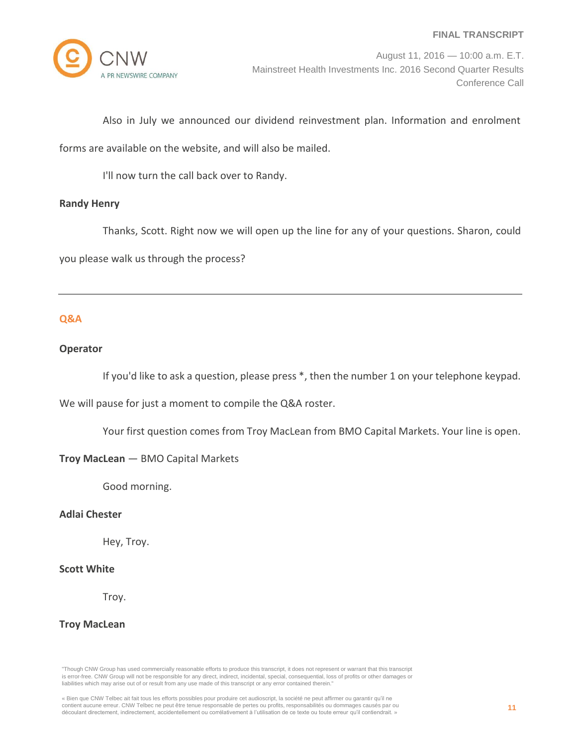Also in July we announced our dividend reinvestment plan. Information and enrolment forms are available on the website, and will also be mailed.

I'll now turn the call back over to Randy.

**Randy Henry**

Thanks, Scott. Right now we will open up the line for any of your questions. Sharon, could you please walk us through the process?

---

## Q&A

**Operator**

If you'd like to ask a question, please press *, then the number 1 on your telephone keypad. We will pause for just a moment to compile the Q&A roster.

Your first question comes from Troy MacLean from BMO Capital Markets. Your line is open.

**Troy MacLean** — BMO Capital Markets

Good morning.

**Adlai Chester**

Hey, Troy.

**Scott White**

Troy.

**Troy MacLean**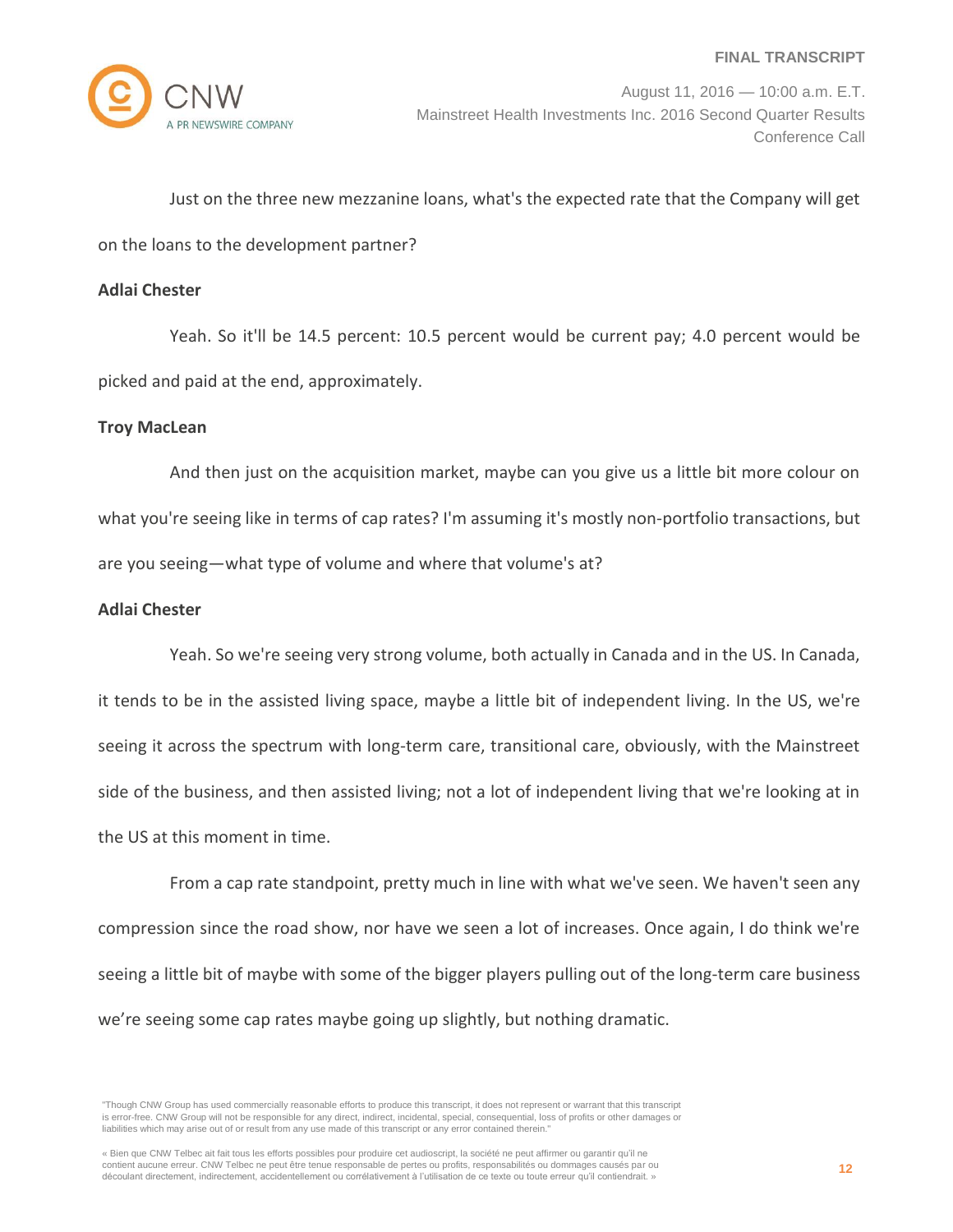Just on the three new mezzanine loans, what's the expected rate that the Company will get on the loans to the development partner?

**Adlai Chester**

Yeah. So it'll be 14.5 percent: 10.5 percent would be current pay; 4.0 percent would be picked and paid at the end, approximately.

**Troy MacLean**

And then just on the acquisition market, maybe can you give us a little bit more colour on what you're seeing like in terms of cap rates? I'm assuming it's mostly non-portfolio transactions, but are you seeing—what type of volume and where that volume's at?

**Adlai Chester**

Yeah. So we're seeing very strong volume, both actually in Canada and in the US. In Canada, it tends to be in the assisted living space, maybe a little bit of independent living. In the US, we're seeing it across the spectrum with long-term care, transitional care, obviously, with the Mainstreet side of the business, and then assisted living; not a lot of independent living that we're looking at in the US at this moment in time.

From a cap rate standpoint, pretty much in line with what we've seen. We haven't seen any compression since the road show, nor have we seen a lot of increases. Once again, I do think we're seeing a little bit of maybe with some of the bigger players pulling out of the long-term care business we're seeing some cap rates maybe going up slightly, but nothing dramatic.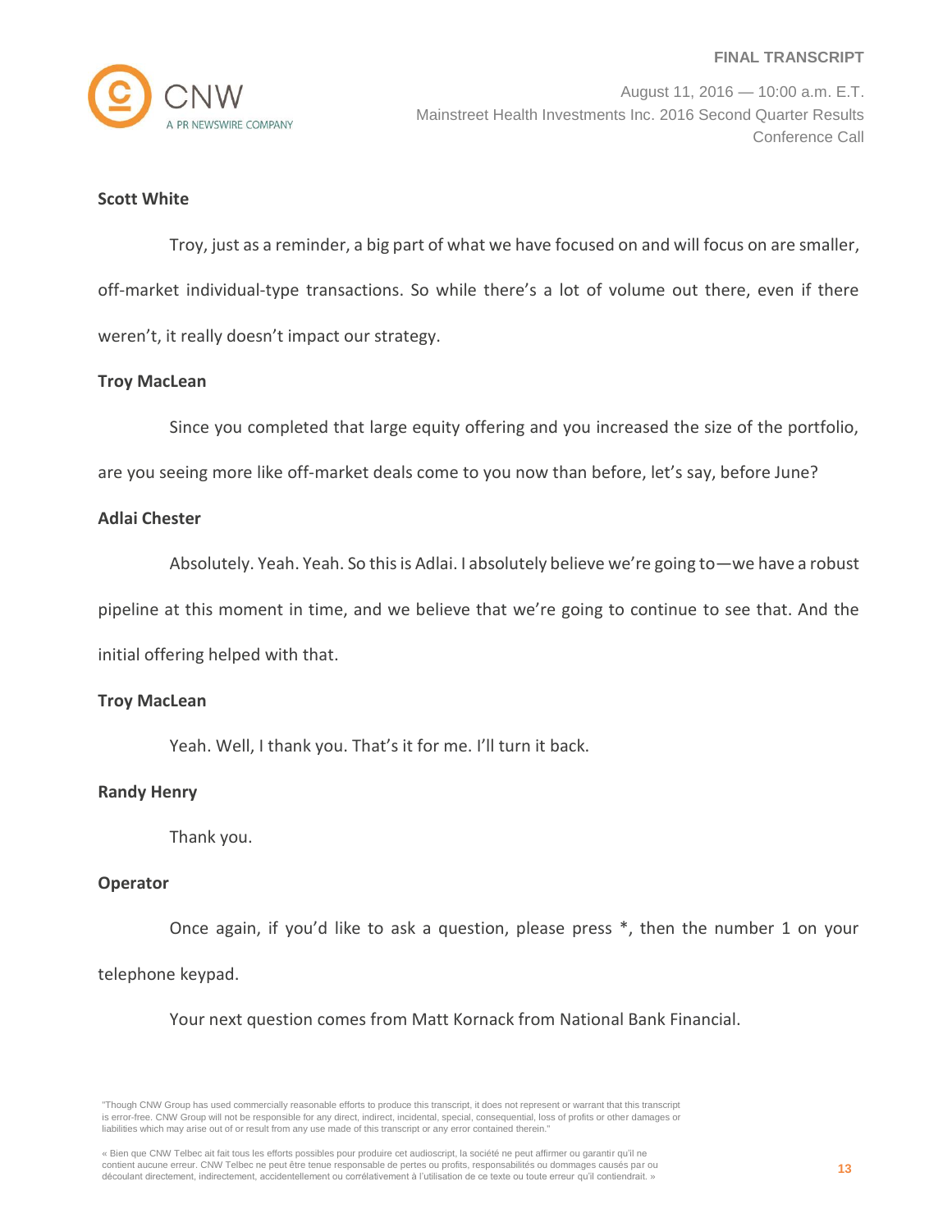**Scott White**

Troy, just as a reminder, a big part of what we have focused on and will focus on are smaller, off-market individual-type transactions. So while there's a lot of volume out there, even if there weren't, it really doesn't impact our strategy.

**Troy MacLean**

Since you completed that large equity offering and you increased the size of the portfolio, are you seeing more like off-market deals come to you now than before, let's say, before June?

**Adlai Chester**

Absolutely. Yeah. Yeah. So this is Adlai. I absolutely believe we're going to—we have a robust pipeline at this moment in time, and we believe that we're going to continue to see that. And the initial offering helped with that.

**Troy MacLean**

Yeah. Well, I thank you. That's it for me. I'll turn it back.

**Randy Henry**

Thank you.

**Operator**

Once again, if you'd like to ask a question, please press *, then the number 1 on your telephone keypad.

Your next question comes from Matt Kornack from National Bank Financial.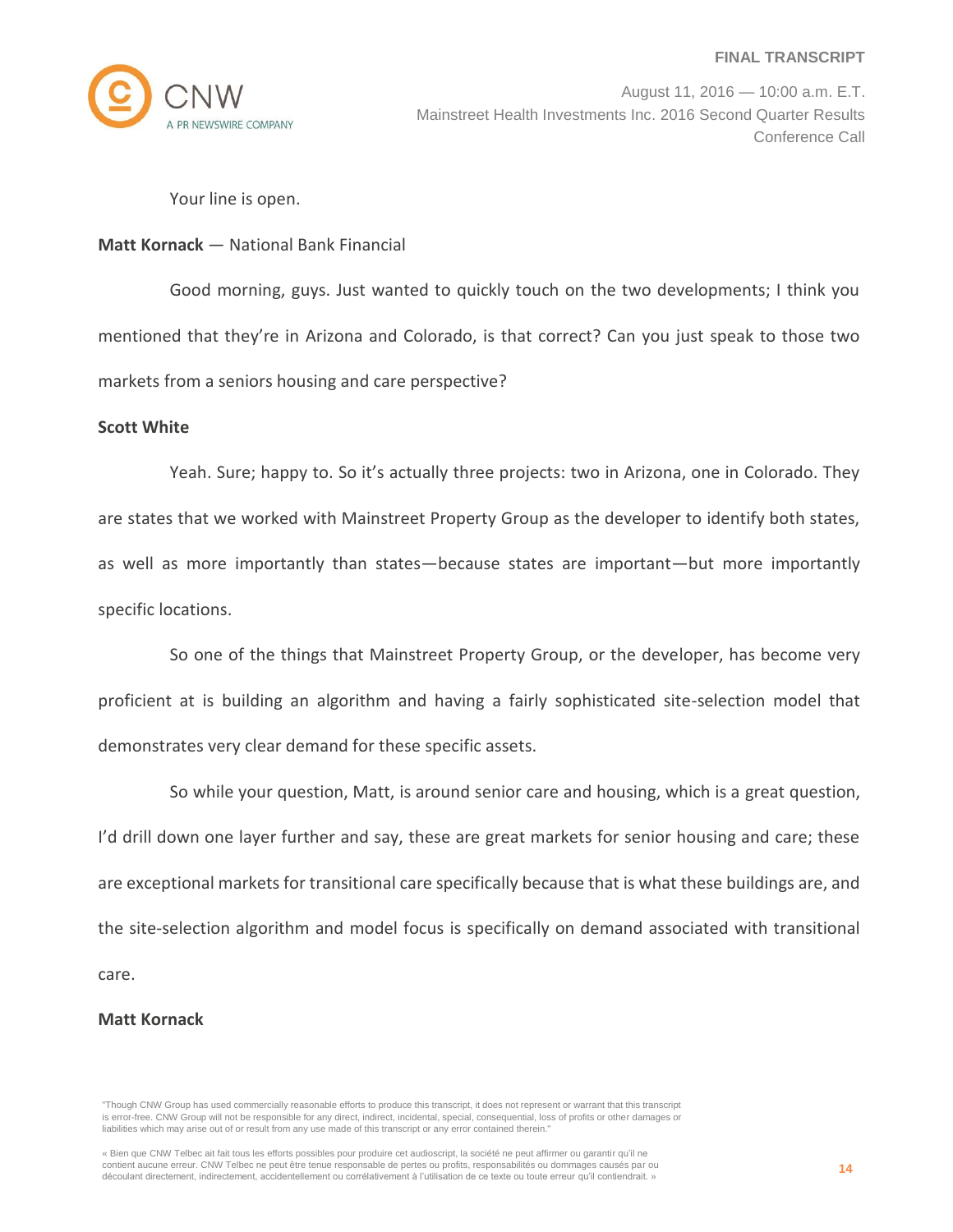Your line is open.

**Matt Kornack** — National Bank Financial

Good morning, guys. Just wanted to quickly touch on the two developments; I think you mentioned that they're in Arizona and Colorado, is that correct? Can you just speak to those two markets from a seniors housing and care perspective?

**Scott White**

Yeah. Sure; happy to. So it's actually three projects: two in Arizona, one in Colorado. They are states that we worked with Mainstreet Property Group as the developer to identify both states, as well as more importantly than states—because states are important—but more importantly specific locations.

So one of the things that Mainstreet Property Group, or the developer, has become very proficient at is building an algorithm and having a fairly sophisticated site-selection model that demonstrates very clear demand for these specific assets.

So while your question, Matt, is around senior care and housing, which is a great question, I'd drill down one layer further and say, these are great markets for senior housing and care; these are exceptional markets for transitional care specifically because that is what these buildings are, and the site-selection algorithm and model focus is specifically on demand associated with transitional care.

**Matt Kornack**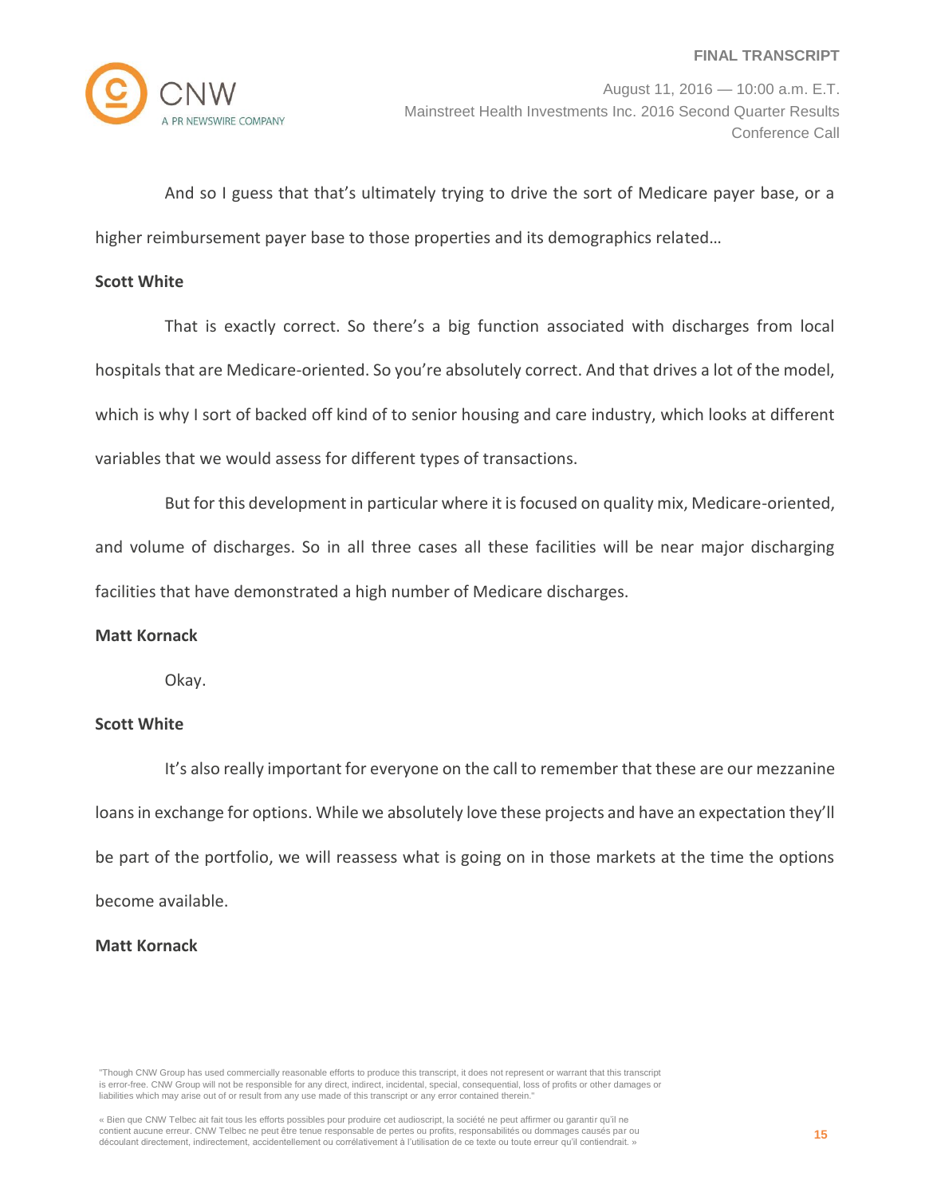And so I guess that that's ultimately trying to drive the sort of Medicare payer base, or a higher reimbursement payer base to those properties and its demographics related…

**Scott White**

That is exactly correct. So there's a big function associated with discharges from local hospitals that are Medicare-oriented. So you're absolutely correct. And that drives a lot of the model, which is why I sort of backed off kind of to senior housing and care industry, which looks at different variables that we would assess for different types of transactions.

But for this development in particular where it is focused on quality mix, Medicare-oriented, and volume of discharges. So in all three cases all these facilities will be near major discharging facilities that have demonstrated a high number of Medicare discharges.

**Matt Kornack**

Okay.

**Scott White**

It's also really important for everyone on the call to remember that these are our mezzanine loans in exchange for options. While we absolutely love these projects and have an expectation they'll be part of the portfolio, we will reassess what is going on in those markets at the time the options become available.

**Matt Kornack**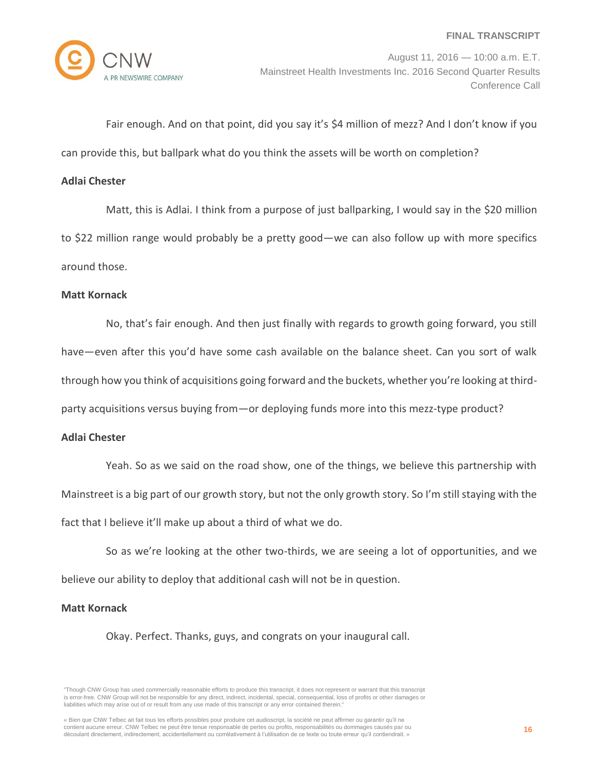Fair enough. And on that point, did you say it's $4 million of mezz? And I don't know if you can provide this, but ballpark what do you think the assets will be worth on completion?

**Adlai Chester**

Matt, this is Adlai. I think from a purpose of just ballparking, I would say in the $20 million to $22 million range would probably be a pretty good—we can also follow up with more specifics around those.

**Matt Kornack**

No, that's fair enough. And then just finally with regards to growth going forward, you still have—even after this you'd have some cash available on the balance sheet. Can you sort of walk through how you think of acquisitions going forward and the buckets, whether you're looking at third-party acquisitions versus buying from—or deploying funds more into this mezz-type product?

**Adlai Chester**

Yeah. So as we said on the road show, one of the things, we believe this partnership with Mainstreet is a big part of our growth story, but not the only growth story. So I'm still staying with the fact that I believe it'll make up about a third of what we do.

So as we're looking at the other two-thirds, we are seeing a lot of opportunities, and we believe our ability to deploy that additional cash will not be in question.

**Matt Kornack**

Okay. Perfect. Thanks, guys, and congrats on your inaugural call.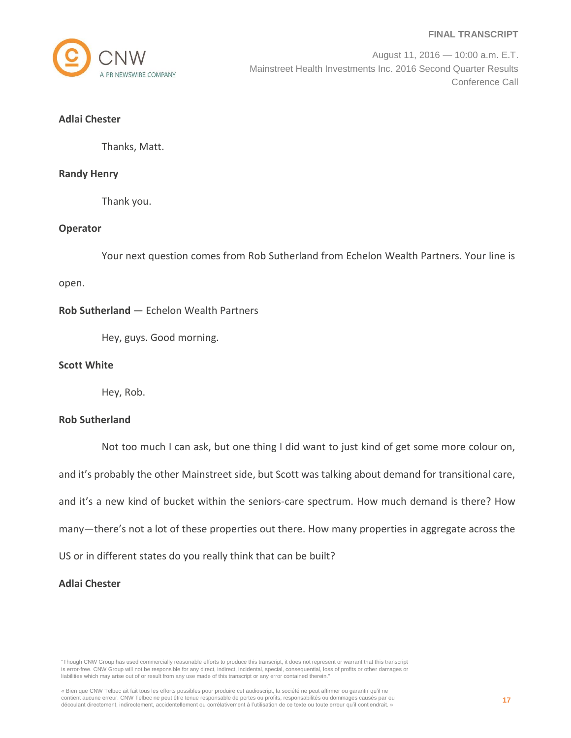**Adlai Chester**

Thanks, Matt.

**Randy Henry**

Thank you.

**Operator**

Your next question comes from Rob Sutherland from Echelon Wealth Partners. Your line is open.

**Rob Sutherland** — Echelon Wealth Partners

Hey, guys. Good morning.

**Scott White**

Hey, Rob.

**Rob Sutherland**

Not too much I can ask, but one thing I did want to just kind of get some more colour on, and it's probably the other Mainstreet side, but Scott was talking about demand for transitional care, and it's a new kind of bucket within the seniors-care spectrum. How much demand is there? How many—there's not a lot of these properties out there. How many properties in aggregate across the US or in different states do you really think that can be built?

**Adlai Chester**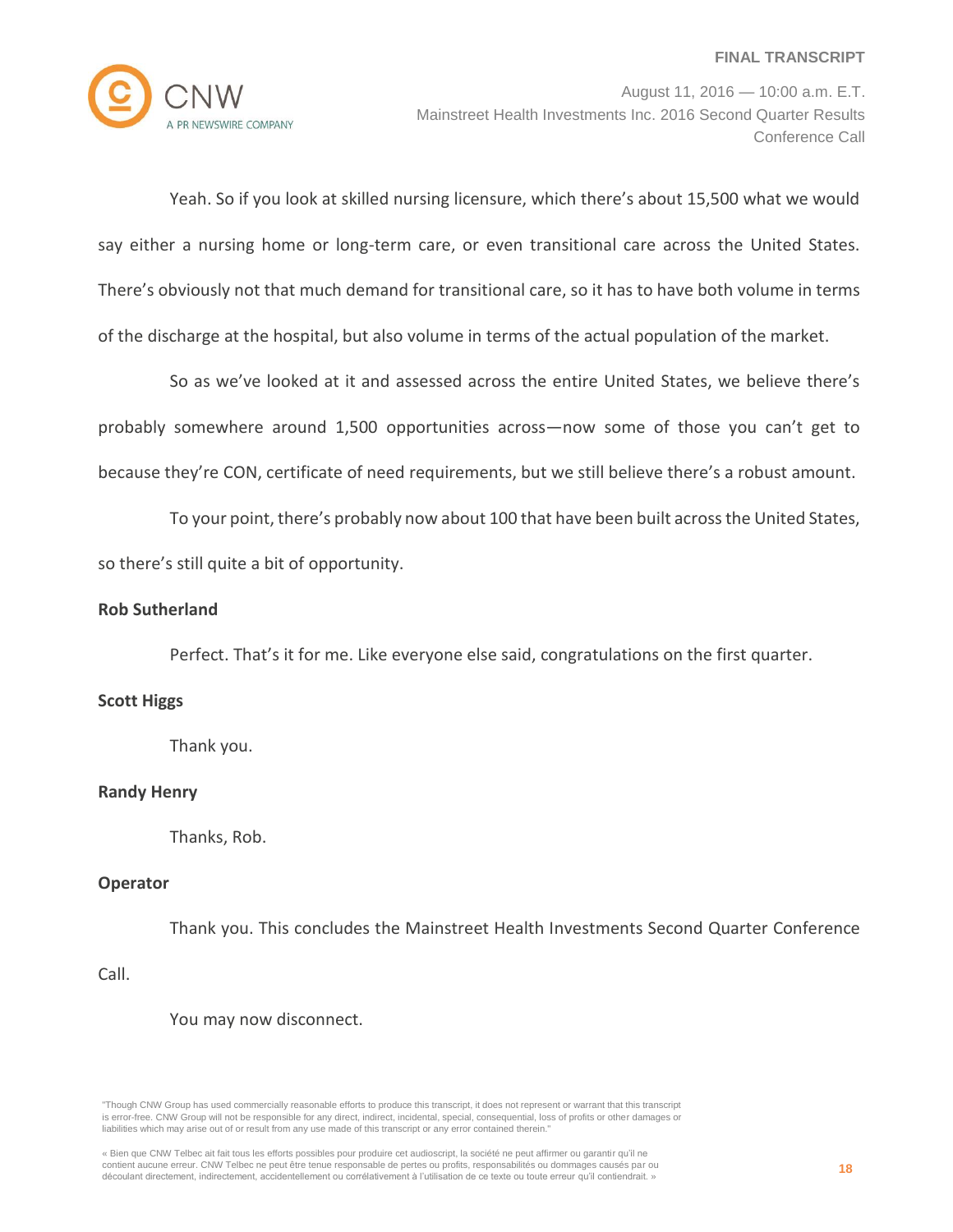Yeah. So if you look at skilled nursing licensure, which there's about 15,500 what we would say either a nursing home or long-term care, or even transitional care across the United States. There's obviously not that much demand for transitional care, so it has to have both volume in terms of the discharge at the hospital, but also volume in terms of the actual population of the market.

So as we've looked at it and assessed across the entire United States, we believe there's probably somewhere around 1,500 opportunities across—now some of those you can't get to because they're CON, certificate of need requirements, but we still believe there's a robust amount.

To your point, there's probably now about 100 that have been built across the United States, so there's still quite a bit of opportunity.

**Rob Sutherland**

Perfect. That's it for me. Like everyone else said, congratulations on the first quarter.

**Scott Higgs**

Thank you.

**Randy Henry**

Thanks, Rob.

**Operator**

Thank you. This concludes the Mainstreet Health Investments Second Quarter Conference Call.

You may now disconnect.

"Though CNW Group has used commercially reasonable efforts to produce this transcript, it does not represent or warrant that this transcript is error-free. CNW Group will not be responsible for any direct, indirect, incidental, special, consequential, loss of profits or other damages or liabilities which may arise out of or result from any use made of this transcript or any error contained therein."

« Bien que CNW Telbec ait fait tous les efforts possibles pour produire cet audioscript, la société ne peut affirmer ou garantir qu'il ne contient aucune erreur. CNW Telbec ne peut être tenue responsable de pertes ou profits, responsabilités ou dommages causés par ou découlant directement, indirectement, accidentellement ou corrélativement à l'utilisation de ce texte ou toute erreur qu'il contiendrait. »